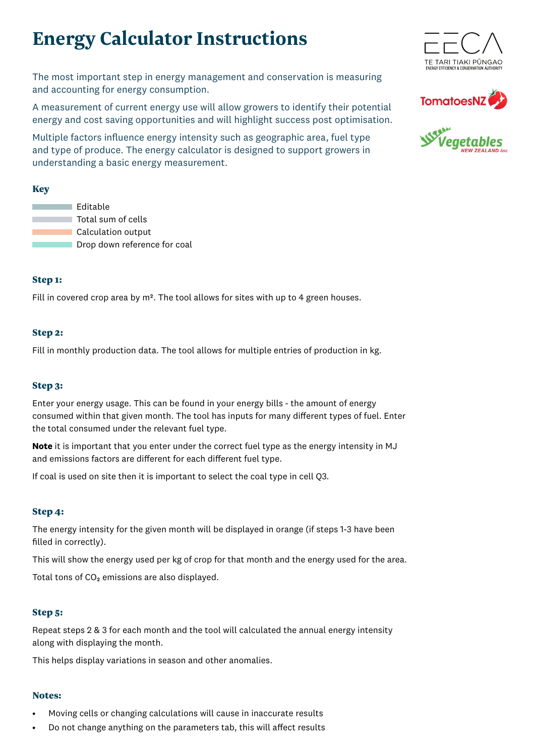# Energy Calculator Instructions

The most important step in energy management and conservation is measuring and accounting for energy consumption.

A measurement of current energy use will allow growers to identify their potential energy and cost saving opportunities and will highlight success post optimisation.

Multiple factors influence energy intensity such as geographic area, fuel type and type of produce. The energy calculator is designed to support growers in understanding a basic energy measurement.

### Key

- Editable
- Total sum of cells
- Calculation output
- Drop down reference for coal

### Step 1:

Fill in covered crop area by m². The tool allows for sites with up to 4 green houses.

### Step 2:

Fill in monthly production data. The tool allows for multiple entries of production in kg.

### Step 3:

Enter your energy usage. This can be found in your energy bills - the amount of energy consumed within that given month. The tool has inputs for many different types of fuel. Enter the total consumed under the relevant fuel type.

**Note** it is important that you enter under the correct fuel type as the energy intensity in MJ and emissions factors are different for each different fuel type.

If coal is used on site then it is important to select the coal type in cell Q3.

### Step 4:

The energy intensity for the given month will be displayed in orange (if steps 1-3 have been filled in correctly).

This will show the energy used per kg of crop for that month and the energy used for the area.

Total tons of $CO_2$ emissions are also displayed.

### Step 5:

Repeat steps 2 & 3 for each month and the tool will calculated the annual energy intensity along with displaying the month.

This helps display variations in season and other anomalies.

### Notes:

- Moving cells or changing calculations will cause in inaccurate results
- Do not change anything on the parameters tab, this will affect results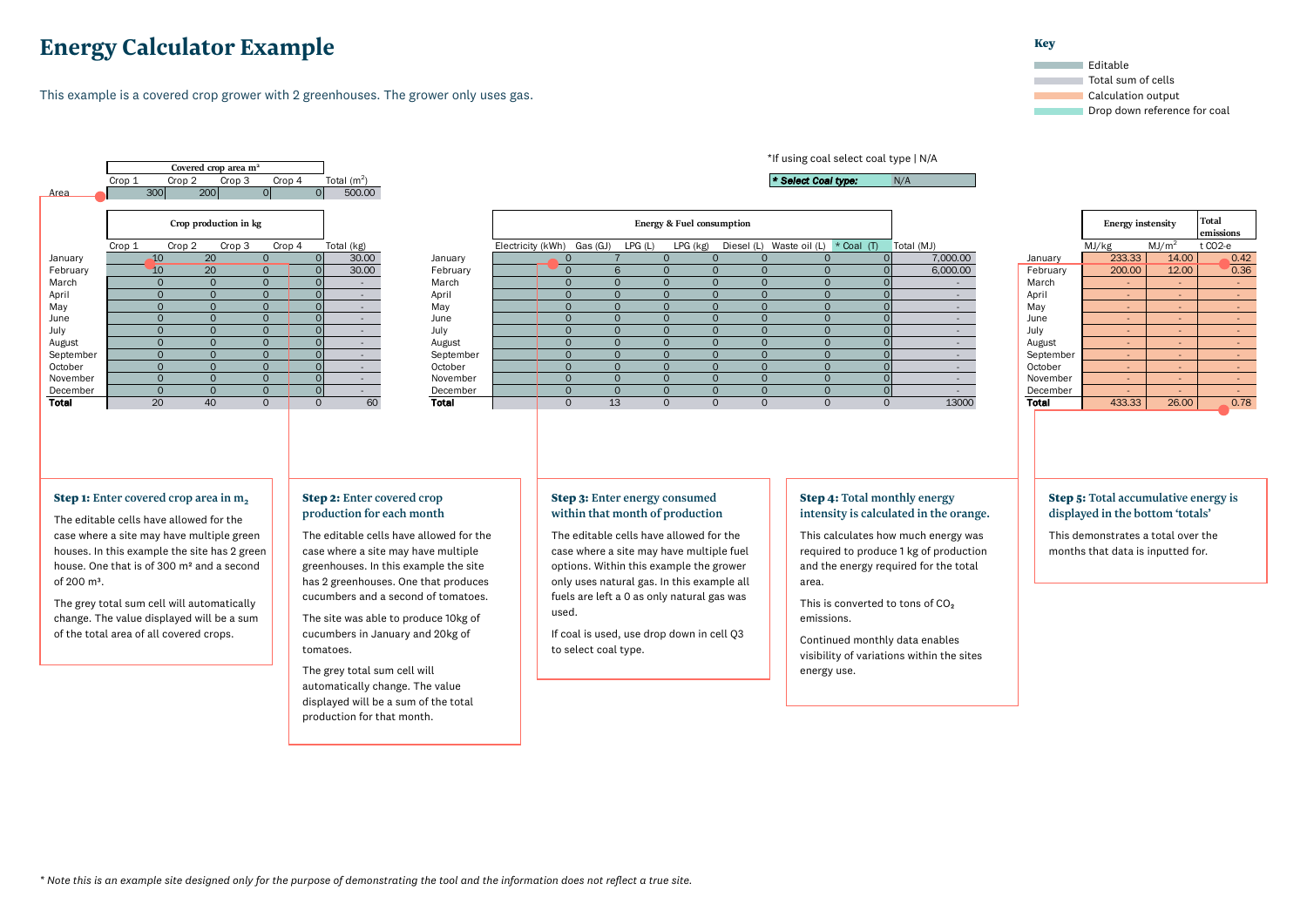# Energy Calculator Example

This example is a covered crop grower with 2 greenhouses. The grower only uses gas.

**Key**

- Editable
- Total sum of cells
- Calculation output
- Drop down reference for coal

*If using coal select coal type | N/A

| * Select Coal type: | N/A |
|---|---|

| | Covered crop area m² | | | | |
|---|---|---|---|---|---|
| | Crop 1 | Crop 2 | Crop 3 | Crop 4 | Total (m²) |
| Area | 300 | 200 | 0 | 0 | 500.00 |

| | Crop production in kg | | | | |
|---|---|---|---|---|---|
| | Crop 1 | Crop 2 | Crop 3 | Crop 4 | Total (kg) |
| January | 10 | 20 | 0 | 0 | 30.00 |
| February | 10 | 20 | 0 | 0 | 30.00 |
| March | 0 | 0 | 0 | 0 | - |
| April | 0 | 0 | 0 | 0 | - |
| May | 0 | 0 | 0 | 0 | - |
| June | 0 | 0 | 0 | 0 | - |
| July | 0 | 0 | 0 | 0 | - |
| August | 0 | 0 | 0 | 0 | - |
| September | 0 | 0 | 0 | 0 | - |
| October | 0 | 0 | 0 | 0 | - |
| November | 0 | 0 | 0 | 0 | - |
| December | 0 | 0 | 0 | 0 | - |
| **Total** | 20 | 40 | 0 | 0 | 60 |

| | Energy & Fuel consumption | | | | | | | |
|---|---|---|---|---|---|---|---|---|
| | Electricity (kWh) | Gas (GJ) | LPG (L) | LPG (kg) | Diesel (L) | Waste oil (L) | * Coal (T) | Total (MJ) |
| January | 0 | 7 | 0 | 0 | 0 | 0 | 0 | 7,000.00 |
| February | 0 | 6 | 0 | 0 | 0 | 0 | 0 | 6,000.00 |
| March | 0 | 0 | 0 | 0 | 0 | 0 | 0 | - |
| April | 0 | 0 | 0 | 0 | 0 | 0 | 0 | - |
| May | 0 | 0 | 0 | 0 | 0 | 0 | 0 | - |
| June | 0 | 0 | 0 | 0 | 0 | 0 | 0 | - |
| July | 0 | 0 | 0 | 0 | 0 | 0 | 0 | - |
| August | 0 | 0 | 0 | 0 | 0 | 0 | 0 | - |
| September | 0 | 0 | 0 | 0 | 0 | 0 | 0 | - |
| October | 0 | 0 | 0 | 0 | 0 | 0 | 0 | - |
| November | 0 | 0 | 0 | 0 | 0 | 0 | 0 | - |
| December | 0 | 0 | 0 | 0 | 0 | 0 | 0 | - |
| **Total** | 0 | 13 | 0 | 0 | 0 | 0 | 0 | 13000 |

| | Energy instensity | | Total emissions |
|---|---|---|---|
| | MJ/kg | MJ/m² | t CO2-e |
| January | 233.33 | 14.00 | 0.42 |
| February | 200.00 | 12.00 | 0.36 |
| March | - | - | - |
| April | - | - | - |
| May | - | - | - |
| June | - | - | - |
| July | - | - | - |
| August | - | - | - |
| September | - | - | - |
| October | - | - | - |
| November | - | - | - |
| December | - | - | - |
| **Total** | 433.33 | 26.00 | 0.78 |

**Step 1:** Enter covered crop area in $m_2$

The editable cells have allowed for the case where a site may have multiple green houses. In this example the site has 2 green house. One that is of 300 m² and a second of 200 m³.

The grey total sum cell will automatically change. The value displayed will be a sum of the total area of all covered crops.

**Step 2:** Enter covered crop production for each month

The editable cells have allowed for the case where a site may have multiple greenhouses. In this example the site has 2 greenhouses. One that produces cucumbers and a second of tomatoes.

The site was able to produce 10kg of cucumbers in January and 20kg of tomatoes.

The grey total sum cell will automatically change. The value displayed will be a sum of the total production for that month.

**Step 3:** Enter energy consumed within that month of production

The editable cells have allowed for the case where a site may have multiple fuel options. Within this example the grower only uses natural gas. In this example all fuels are left a 0 as only natural gas was used.

If coal is used, use drop down in cell Q3 to select coal type.

**Step 4:** Total monthly energy intensity is calculated in the orange.

This calculates how much energy was required to produce 1 kg of production and the energy required for the total area.

This is converted to tons of $CO_2$ emissions.

Continued monthly data enables visibility of variations within the sites energy use.

**Step 5:** Total accumulative energy is displayed in the bottom 'totals'

This demonstrates a total over the months that data is inputted for.

*\* Note this is an example site designed only for the purpose of demonstrating the tool and the information does not reflect a true site.*